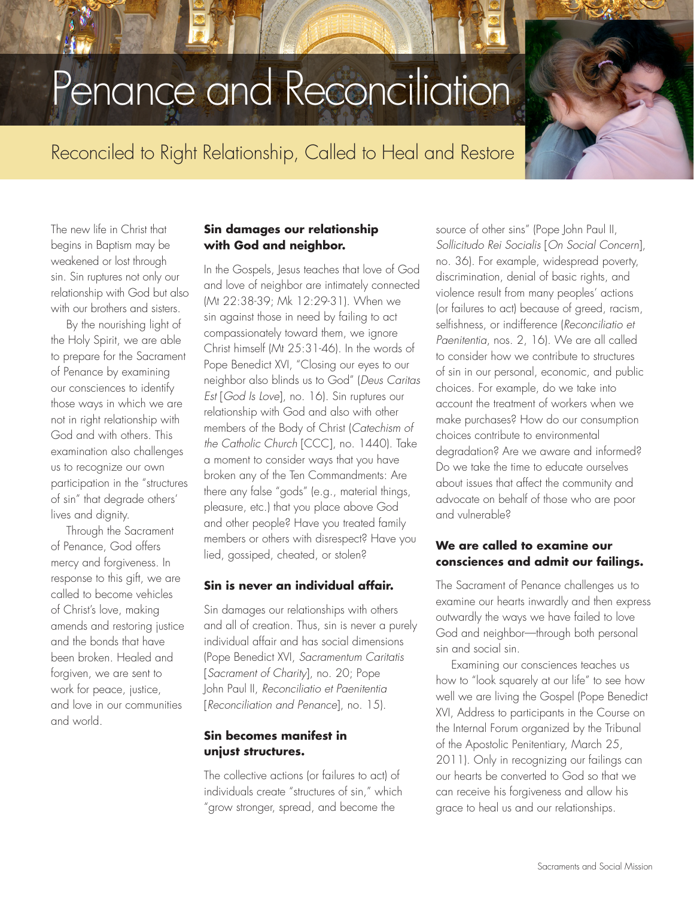# Penance and Reconciliation

## Reconciled to Right Relationship, Called to Heal and Restore

The new life in Christ that begins in Baptism may be weakened or lost through sin. Sin ruptures not only our relationship with God but also with our brothers and sisters.

By the nourishing light of the Holy Spirit, we are able to prepare for the Sacrament of Penance by examining our consciences to identify those ways in which we are not in right relationship with God and with others. This examination also challenges us to recognize our own participation in the "structures of sin" that degrade others' lives and dignity.

Through the Sacrament of Penance, God offers mercy and forgiveness. In response to this gift, we are called to become vehicles of Christ's love, making amends and restoring justice and the bonds that have been broken. Healed and forgiven, we are sent to work for peace, justice, and love in our communities and world.

### Sin damages our relationship with God and neighbor.

In the Gospels, Jesus teaches that love of God and love of neighbor are intimately connected (Mt 22:38-39; Mk 12:29-31). When we sin against those in need by failing to act compassionately toward them, we ignore Christ himself (Mt 25:31-46). In the words of Pope Benedict XVI, "Closing our eyes to our neighbor also blinds us to God" (*Deus Caritas Est* [*God Is Love*], no. 16). Sin ruptures our relationship with God and also with other members of the Body of Christ (*Catechism of the Catholic Church* [CCC], no. 1440). Take a moment to consider ways that you have broken any of the Ten Commandments: Are there any false "gods" (e.g., material things, pleasure, etc.) that you place above God and other people? Have you treated family members or others with disrespect? Have you lied, gossiped, cheated, or stolen?

### Sin is never an individual affair.

Sin damages our relationships with others and all of creation. Thus, sin is never a purely individual affair and has social dimensions (Pope Benedict XVI, *Sacramentum Caritatis* [*Sacrament of Charity*], no. 20; Pope John Paul II, *Reconciliatio et Paenitentia* [*Reconciliation and Penance*], no. 15).

### Sin becomes manifest in unjust structures.

The collective actions (or failures to act) of individuals create "structures of sin," which "grow stronger, spread, and become the source of other sins" (Pope John Paul II, *Sollicitudo Rei Socialis* [*On Social Concern*], no. 36). For example, widespread poverty, discrimination, denial of basic rights, and violence result from many peoples' actions (or failures to act) because of greed, racism, selfishness, or indifference (*Reconciliatio et Paenitentia*, nos. 2, 16). We are all called to consider how we contribute to structures of sin in our personal, economic, and public choices. For example, do we take into account the treatment of workers when we make purchases? How do our consumption choices contribute to environmental degradation? Are we aware and informed? Do we take the time to educate ourselves about issues that affect the community and advocate on behalf of those who are poor and vulnerable?

### We are called to examine our consciences and admit our failings.

The Sacrament of Penance challenges us to examine our hearts inwardly and then express outwardly the ways we have failed to love God and neighbor—through both personal sin and social sin.

Examining our consciences teaches us how to "look squarely at our life" to see how well we are living the Gospel (Pope Benedict XVI, Address to participants in the Course on the Internal Forum organized by the Tribunal of the Apostolic Penitentiary, March 25, 2011). Only in recognizing our failings can our hearts be converted to God so that we can receive his forgiveness and allow his grace to heal us and our relationships.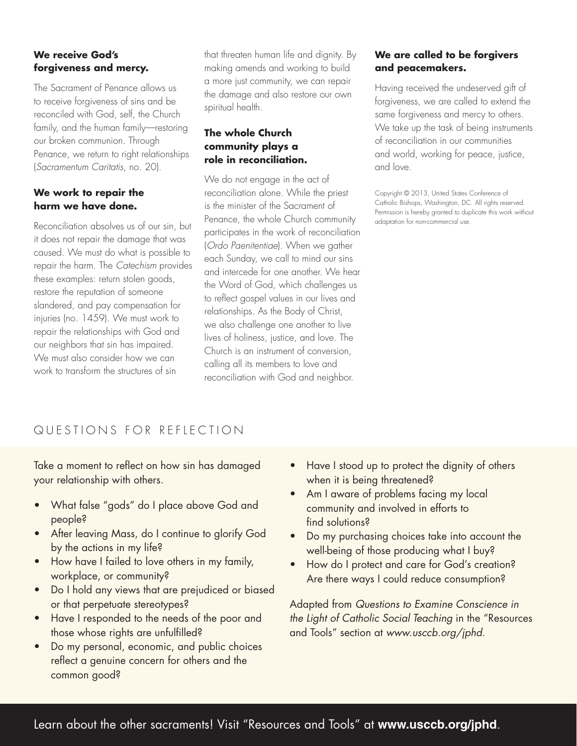### We receive God's forgiveness and mercy.

The Sacrament of Penance allows us to receive forgiveness of sins and be reconciled with God, self, the Church family, and the human family—restoring our broken communion. Through Penance, we return to right relationships (*Sacramentum Caritatis*, no. 20).

### We work to repair the harm we have done.

Reconciliation absolves us of our sin, but it does not repair the damage that was caused. We must do what is possible to repair the harm. The *Catechism* provides these examples: return stolen goods, restore the reputation of someone slandered, and pay compensation for injuries (no. 1459). We must work to repair the relationships with God and our neighbors that sin has impaired. We must also consider how we can work to transform the structures of sin that threaten human life and dignity. By making amends and working to build a more just community, we can repair the damage and also restore our own spiritual health.

### The whole Church community plays a role in reconciliation.

We do not engage in the act of reconciliation alone. While the priest is the minister of the Sacrament of Penance, the whole Church community participates in the work of reconciliation (*Ordo Paenitentiae*). When we gather each Sunday, we call to mind our sins and intercede for one another. We hear the Word of God, which challenges us to reflect gospel values in our lives and relationships. As the Body of Christ, we also challenge one another to live lives of holiness, justice, and love. The Church is an instrument of conversion, calling all its members to love and reconciliation with God and neighbor.

### We are called to be forgivers and peacemakers.

Having received the undeserved gift of forgiveness, we are called to extend the same forgiveness and mercy to others. We take up the task of being instruments of reconciliation in our communities and world, working for peace, justice, and love.

Copyright © 2013, United States Conference of Catholic Bishops, Washington, DC. All rights reserved. Permission is hereby granted to duplicate this work without adaptation for non-commercial use.

## QUESTIONS FOR REFLECTION

Take a moment to reflect on how sin has damaged your relationship with others.

- What false "gods" do I place above God and people?
- After leaving Mass, do I continue to glorify God by the actions in my life?
- How have I failed to love others in my family, workplace, or community?
- Do I hold any views that are prejudiced or biased or that perpetuate stereotypes?
- Have I responded to the needs of the poor and those whose rights are unfulfilled?
- Do my personal, economic, and public choices reflect a genuine concern for others and the common good?
- Have I stood up to protect the dignity of others when it is being threatened?
- Am I aware of problems facing my local community and involved in efforts to find solutions?
- Do my purchasing choices take into account the well-being of those producing what I buy?
- How do I protect and care for God's creation? Are there ways I could reduce consumption?

Adapted from *Questions to Examine Conscience in the Light of Catholic Social Teaching* in the "Resources and Tools" section at *www.usccb.org/jphd*.

Learn about the other sacraments! Visit "Resources and Tools" at **www.usccb.org/jphd**.